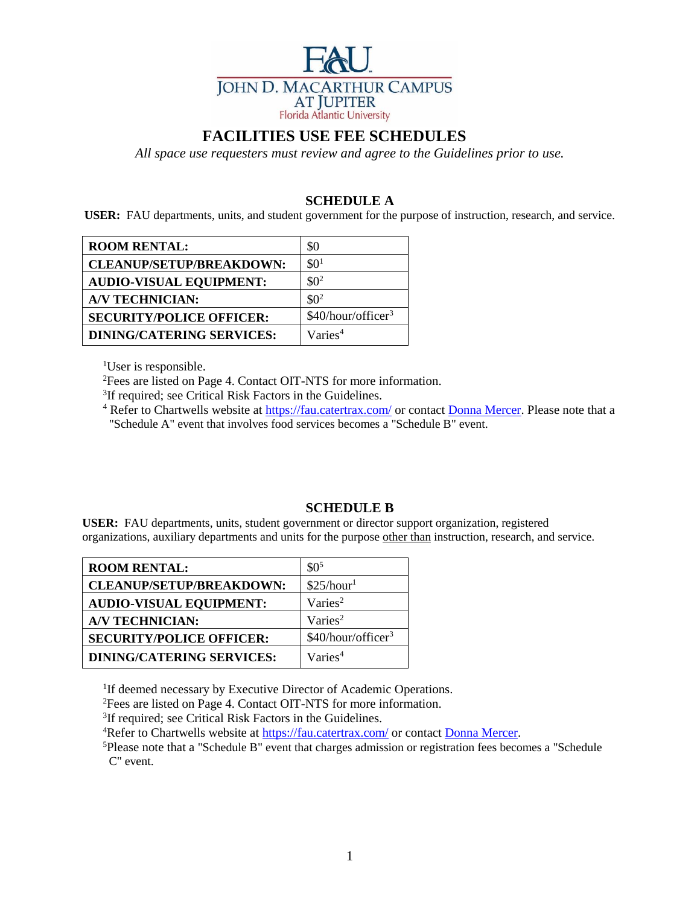FAU
JOHN D. MACARTHUR CAMPUS AT JUPITER
Florida Atlantic University

# FACILITIES USE FEE SCHEDULES

*All space use requesters must review and agree to the Guidelines prior to use.*

## SCHEDULE A

**USER:** FAU departments, units, and student government for the purpose of instruction, research, and service.

| | |
|---|---|
| **ROOM RENTAL:** | $0 |
| **CLEANUP/SETUP/BREAKDOWN:** | $0[1] |
| **AUDIO-VISUAL EQUIPMENT:** | $0[2] |
| **A/V TECHNICIAN:** | $0[2] |
| **SECURITY/POLICE OFFICER:** | $40/hour/officer[3] |
| **DINING/CATERING SERVICES:** | Varies[4] |

[1]User is responsible.
[2]Fees are listed on Page 4. Contact OIT-NTS for more information.
[3]If required; see Critical Risk Factors in the Guidelines.
[4] Refer to Chartwells website at https://fau.catertrax.com/ or contact Donna Mercer. Please note that a "Schedule A" event that involves food services becomes a "Schedule B" event.

## SCHEDULE B

**USER:** FAU departments, units, student government or director support organization, registered organizations, auxiliary departments and units for the purpose other than instruction, research, and service.

| | |
|---|---|
| **ROOM RENTAL:** | $0[5] |
| **CLEANUP/SETUP/BREAKDOWN:** | $25/hour[1] |
| **AUDIO-VISUAL EQUIPMENT:** | Varies[2] |
| **A/V TECHNICIAN:** | Varies[2] |
| **SECURITY/POLICE OFFICER:** | $40/hour/officer[3] |
| **DINING/CATERING SERVICES:** | Varies[4] |

[1]If deemed necessary by Executive Director of Academic Operations.
[2]Fees are listed on Page 4. Contact OIT-NTS for more information.
[3]If required; see Critical Risk Factors in the Guidelines.
[4]Refer to Chartwells website at https://fau.catertrax.com/ or contact Donna Mercer.
[5]Please note that a "Schedule B" event that charges admission or registration fees becomes a "Schedule C" event.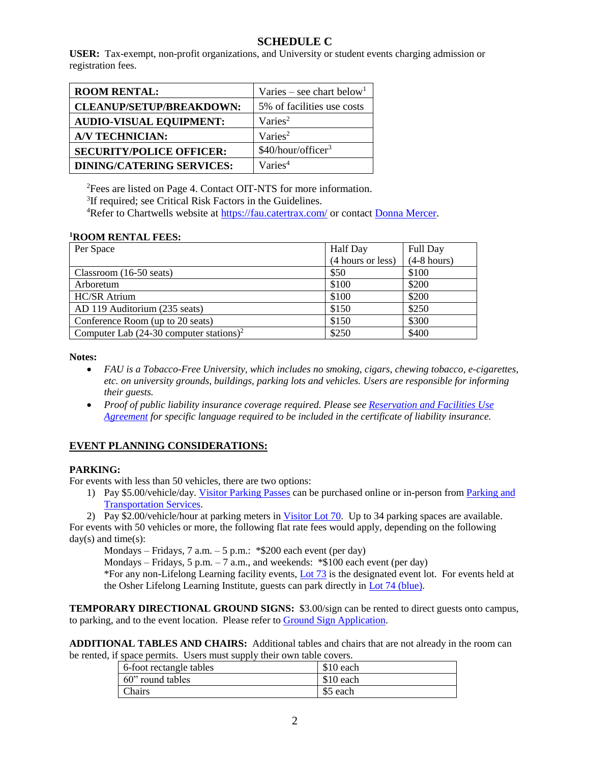## SCHEDULE C

**USER:** Tax-exempt, non-profit organizations, and University or student events charging admission or registration fees.

| | |
|---|---|
| **ROOM RENTAL:** | Varies – see chart below[1] |
| **CLEANUP/SETUP/BREAKDOWN:** | 5% of facilities use costs |
| **AUDIO-VISUAL EQUIPMENT:** | Varies[2] |
| **A/V TECHNICIAN:** | Varies[2] |
| **SECURITY/POLICE OFFICER:** | $40/hour/officer[3] |
| **DINING/CATERING SERVICES:** | Varies[4] |

[2]Fees are listed on Page 4. Contact OIT-NTS for more information.
[3]If required; see Critical Risk Factors in the Guidelines.
[4]Refer to Chartwells website at https://fau.catertrax.com/ or contact Donna Mercer.

**[1]ROOM RENTAL FEES:**

| Per Space | Half Day (4 hours or less) | Full Day (4-8 hours) |
|---|---|---|
| Classroom (16-50 seats) | $50 | $100 |
| Arboretum | $100 | $200 |
| HC/SR Atrium | $100 | $200 |
| AD 119 Auditorium (235 seats) | $150 | $250 |
| Conference Room (up to 20 seats) | $150 | $300 |
| Computer Lab (24-30 computer stations)[2] | $250 | $400 |

**Notes:**

- *FAU is a Tobacco-Free University, which includes no smoking, cigars, chewing tobacco, e-cigarettes, etc. on university grounds, buildings, parking lots and vehicles. Users are responsible for informing their guests.*
- *Proof of public liability insurance coverage required. Please see Reservation and Facilities Use Agreement for specific language required to be included in the certificate of liability insurance.*

## EVENT PLANNING CONSIDERATIONS:

**PARKING:**
For events with less than 50 vehicles, there are two options:

1) Pay $5.00/vehicle/day. Visitor Parking Passes can be purchased online or in-person from Parking and Transportation Services.
2) Pay $2.00/vehicle/hour at parking meters in Visitor Lot 70. Up to 34 parking spaces are available.

For events with 50 vehicles or more, the following flat rate fees would apply, depending on the following day(s) and time(s):

Mondays – Fridays, 7 a.m. – 5 p.m.: *$200 each event (per day)
Mondays – Fridays, 5 p.m. – 7 a.m., and weekends: *$100 each event (per day)
*For any non-Lifelong Learning facility events, Lot 73 is the designated event lot. For events held at the Osher Lifelong Learning Institute, guests can park directly in Lot 74 (blue).

**TEMPORARY DIRECTIONAL GROUND SIGNS:** $3.00/sign can be rented to direct guests onto campus, to parking, and to the event location. Please refer to Ground Sign Application.

**ADDITIONAL TABLES AND CHAIRS:** Additional tables and chairs that are not already in the room can be rented, if space permits. Users must supply their own table covers.

| | |
|---|---|
| 6-foot rectangle tables | $10 each |
| 60" round tables | $10 each |
| Chairs | $5 each |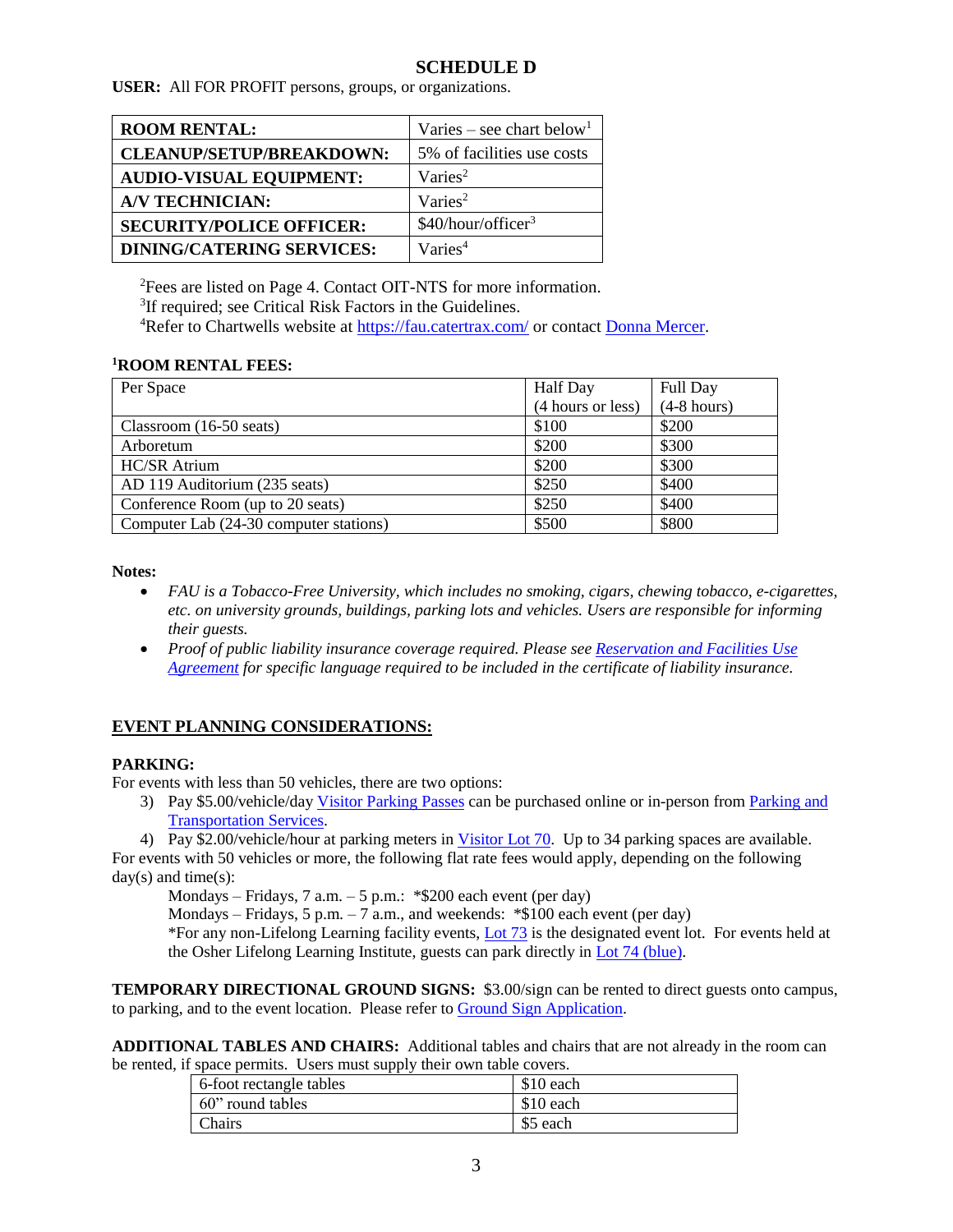## SCHEDULE D

**USER:** All FOR PROFIT persons, groups, or organizations.

| | |
|---|---|
| **ROOM RENTAL:** | Varies – see chart below[1] |
| **CLEANUP/SETUP/BREAKDOWN:** | 5% of facilities use costs |
| **AUDIO-VISUAL EQUIPMENT:** | Varies[2] |
| **A/V TECHNICIAN:** | Varies[2] |
| **SECURITY/POLICE OFFICER:** | $40/hour/officer[3] |
| **DINING/CATERING SERVICES:** | Varies[4] |

[2]Fees are listed on Page 4. Contact OIT-NTS for more information.
[3]If required; see Critical Risk Factors in the Guidelines.
[4]Refer to Chartwells website at https://fau.catertrax.com/ or contact Donna Mercer.

**[1]ROOM RENTAL FEES:**

| Per Space | Half Day (4 hours or less) | Full Day (4-8 hours) |
|---|---|---|
| Classroom (16-50 seats) | $100 | $200 |
| Arboretum | $200 | $300 |
| HC/SR Atrium | $200 | $300 |
| AD 119 Auditorium (235 seats) | $250 | $400 |
| Conference Room (up to 20 seats) | $250 | $400 |
| Computer Lab (24-30 computer stations) | $500 | $800 |

**Notes:**

- *FAU is a Tobacco-Free University, which includes no smoking, cigars, chewing tobacco, e-cigarettes, etc. on university grounds, buildings, parking lots and vehicles. Users are responsible for informing their guests.*
- *Proof of public liability insurance coverage required. Please see Reservation and Facilities Use Agreement for specific language required to be included in the certificate of liability insurance.*

## EVENT PLANNING CONSIDERATIONS:

**PARKING:**
For events with less than 50 vehicles, there are two options:

3) Pay $5.00/vehicle/day Visitor Parking Passes can be purchased online or in-person from Parking and Transportation Services.
4) Pay $2.00/vehicle/hour at parking meters in Visitor Lot 70. Up to 34 parking spaces are available.

For events with 50 vehicles or more, the following flat rate fees would apply, depending on the following day(s) and time(s):

Mondays – Fridays, 7 a.m. – 5 p.m.: *$200 each event (per day)
Mondays – Fridays, 5 p.m. – 7 a.m., and weekends: *$100 each event (per day)
*For any non-Lifelong Learning facility events, Lot 73 is the designated event lot. For events held at the Osher Lifelong Learning Institute, guests can park directly in Lot 74 (blue).

**TEMPORARY DIRECTIONAL GROUND SIGNS:** $3.00/sign can be rented to direct guests onto campus, to parking, and to the event location. Please refer to Ground Sign Application.

**ADDITIONAL TABLES AND CHAIRS:** Additional tables and chairs that are not already in the room can be rented, if space permits. Users must supply their own table covers.

| | |
|---|---|
| 6-foot rectangle tables | $10 each |
| 60" round tables | $10 each |
| Chairs | $5 each |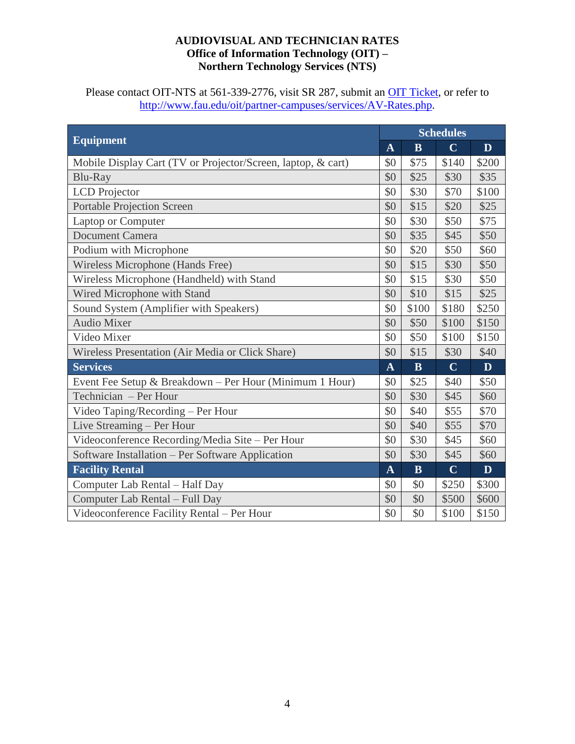**AUDIOVISUAL AND TECHNICIAN RATES**
**Office of Information Technology (OIT) –**
**Northern Technology Services (NTS)**

Please contact OIT-NTS at 561-339-2776, visit SR 287, submit an [OIT Ticket](), or refer to [http://www.fau.edu/oit/partner-campuses/services/AV-Rates.php](http://www.fau.edu/oit/partner-campuses/services/AV-Rates.php).

| Equipment | Schedules | | | |
|---|---|---|---|---|
| | A | B | C | D |
| Mobile Display Cart (TV or Projector/Screen, laptop, & cart) | $0 | $75 | $140 | $200 |
| Blu-Ray | $0 | $25 | $30 | $35 |
| LCD Projector | $0 | $30 | $70 | $100 |
| Portable Projection Screen | $0 | $15 | $20 | $25 |
| Laptop or Computer | $0 | $30 | $50 | $75 |
| Document Camera | $0 | $35 | $45 | $50 |
| Podium with Microphone | $0 | $20 | $50 | $60 |
| Wireless Microphone (Hands Free) | $0 | $15 | $30 | $50 |
| Wireless Microphone (Handheld) with Stand | $0 | $15 | $30 | $50 |
| Wired Microphone with Stand | $0 | $10 | $15 | $25 |
| Sound System (Amplifier with Speakers) | $0 | $100 | $180 | $250 |
| Audio Mixer | $0 | $50 | $100 | $150 |
| Video Mixer | $0 | $50 | $100 | $150 |
| Wireless Presentation (Air Media or Click Share) | $0 | $15 | $30 | $40 |
| **Services** | **A** | **B** | **C** | **D** |
| Event Fee Setup & Breakdown – Per Hour (Minimum 1 Hour) | $0 | $25 | $40 | $50 |
| Technician – Per Hour | $0 | $30 | $45 | $60 |
| Video Taping/Recording – Per Hour | $0 | $40 | $55 | $70 |
| Live Streaming – Per Hour | $0 | $40 | $55 | $70 |
| Videoconference Recording/Media Site – Per Hour | $0 | $30 | $45 | $60 |
| Software Installation – Per Software Application | $0 | $30 | $45 | $60 |
| **Facility Rental** | **A** | **B** | **C** | **D** |
| Computer Lab Rental – Half Day | $0 | $0 | $250 | $300 |
| Computer Lab Rental – Full Day | $0 | $0 | $500 | $600 |
| Videoconference Facility Rental – Per Hour | $0 | $0 | $100 | $150 |